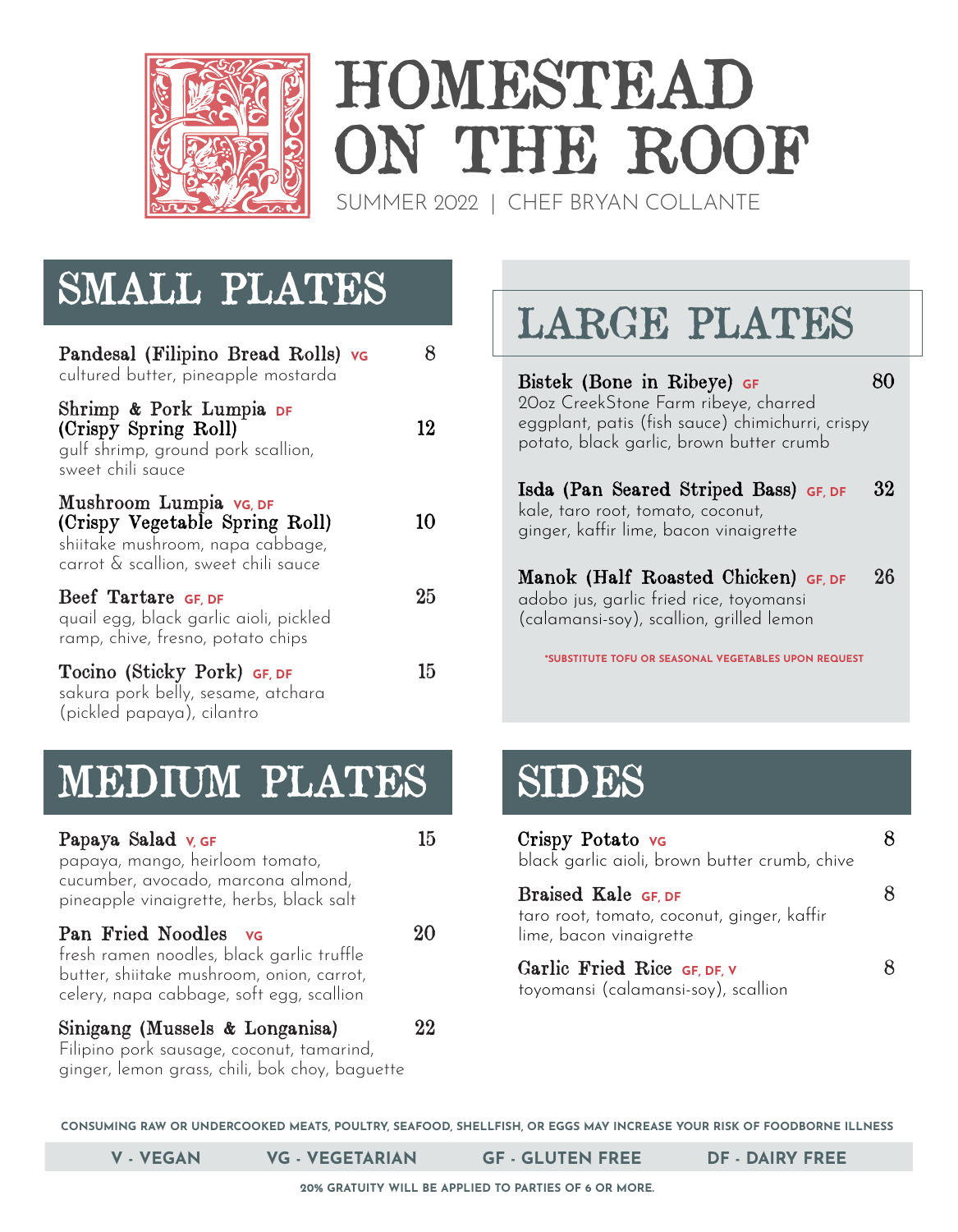# HOMESTEAD ON THE ROOF

SUMMER 2022 | CHEF BRYAN COLLANTE

## SMALL PLATES

**Pandesal (Filipino Bread Rolls)** VG — 8
cultured butter, pineapple mostarda

**Shrimp & Pork Lumpia (Crispy Spring Roll)** DF — 12
gulf shrimp, ground pork scallion, sweet chili sauce

**Mushroom Lumpia (Crispy Vegetable Spring Roll)** VG, DF — 10
shiitake mushroom, napa cabbage, carrot & scallion, sweet chili sauce

**Beef Tartare** GF, DF — 25
quail egg, black garlic aioli, pickled ramp, chive, fresno, potato chips

**Tocino (Sticky Pork)** GF, DF — 15
sakura pork belly, sesame, atchara (pickled papaya), cilantro

## MEDIUM PLATES

**Papaya Salad** V, GF — 15
papaya, mango, heirloom tomato, cucumber, avocado, marcona almond, pineapple vinaigrette, herbs, black salt

**Pan Fried Noodles** VG — 20
fresh ramen noodles, black garlic truffle butter, shiitake mushroom, onion, carrot, celery, napa cabbage, soft egg, scallion

**Sinigang (Mussels & Longanisa)** — 22
Filipino pork sausage, coconut, tamarind, ginger, lemon grass, chili, bok choy, baguette

## LARGE PLATES

**Bistek (Bone in Ribeye)** GF — 80
20oz CreekStone Farm ribeye, charred eggplant, patis (fish sauce) chimichurri, crispy potato, black garlic, brown butter crumb

**Isda (Pan Seared Striped Bass)** GF, DF — 32
kale, taro root, tomato, coconut, ginger, kaffir lime, bacon vinaigrette

**Manok (Half Roasted Chicken)** GF, DF — 26
adobo jus, garlic fried rice, toyomansi (calamansi-soy), scallion, grilled lemon

*SUBSTITUTE TOFU OR SEASONAL VEGETABLES UPON REQUEST

## SIDES

**Crispy Potato** VG — 8
black garlic aioli, brown butter crumb, chive

**Braised Kale** GF, DF — 8
taro root, tomato, coconut, ginger, kaffir lime, bacon vinaigrette

**Garlic Fried Rice** GF, DF, V — 8
toyomansi (calamansi-soy), scallion

CONSUMING RAW OR UNDERCOOKED MEATS, POULTRY, SEAFOOD, SHELLFISH, OR EGGS MAY INCREASE YOUR RISK OF FOODBORNE ILLNESS

V - VEGAN | VG - VEGETARIAN | GF - GLUTEN FREE | DF - DAIRY FREE

20% GRATUITY WILL BE APPLIED TO PARTIES OF 6 OR MORE.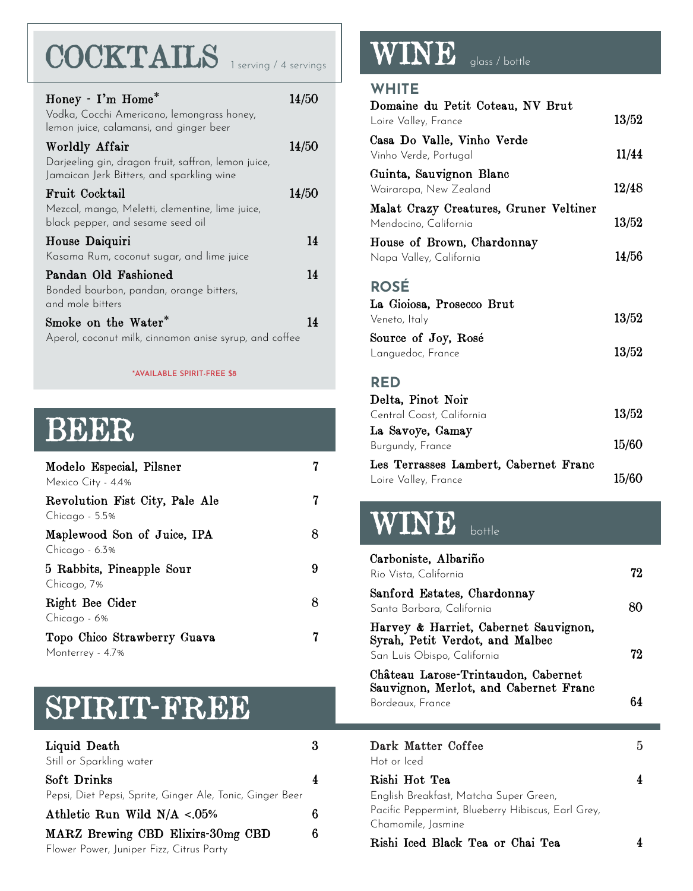# COCKTAILS

1 serving / 4 servings

**Honey - I'm Home*** — 14/50
Vodka, Cocchi Americano, lemongrass honey, lemon juice, calamansi, and ginger beer

**Worldly Affair** — 14/50
Darjeeling gin, dragon fruit, saffron, lemon juice, Jamaican Jerk Bitters, and sparkling wine

**Fruit Cocktail** — 14/50
Mezcal, mango, Meletti, clementine, lime juice, black pepper, and sesame seed oil

**House Daiquiri** — 14
Kasama Rum, coconut sugar, and lime juice

**Pandan Old Fashioned** — 14
Bonded bourbon, pandan, orange bitters, and mole bitters

**Smoke on the Water*** — 14
Aperol, coconut milk, cinnamon anise syrup, and coffee

*AVAILABLE SPIRIT-FREE $8

# BEER

**Modelo Especial, Pilsner** — 7
Mexico City - 4.4%

**Revolution Fist City, Pale Ale** — 7
Chicago - 5.5%

**Maplewood Son of Juice, IPA** — 8
Chicago - 6.3%

**5 Rabbits, Pineapple Sour** — 9
Chicago, 7%

**Right Bee Cider** — 8
Chicago - 6%

**Topo Chico Strawberry Guava** — 7
Monterrey - 4.7%

# SPIRIT-FREE

**Liquid Death** — 3
Still or Sparkling water

**Soft Drinks** — 4
Pepsi, Diet Pepsi, Sprite, Ginger Ale, Tonic, Ginger Beer

**Athletic Run Wild N/A <.05%** — 6

**MARZ Brewing CBD Elixirs-30mg CBD** — 6
Flower Power, Juniper Fizz, Citrus Party

# WINE

glass / bottle

## WHITE

**Domaine du Petit Coteau, NV Brut** — 13/52
Loire Valley, France

**Casa Do Valle, Vinho Verde** — 11/44
Vinho Verde, Portugal

**Guinta, Sauvignon Blanc** — 12/48
Wairarapa, New Zealand

**Malat Crazy Creatures, Gruner Veltiner** — 13/52
Mendocino, California

**House of Brown, Chardonnay** — 14/56
Napa Valley, California

## ROSÉ

**La Gioiosa, Prosecco Brut** — 13/52
Veneto, Italy

**Source of Joy, Rosé** — 13/52
Languedoc, France

## RED

**Delta, Pinot Noir** — 13/52
Central Coast, California

**La Savoye, Gamay** — 15/60
Burgundy, France

**Les Terrasses Lambert, Cabernet Franc** — 15/60
Loire Valley, France

# WINE

bottle

**Carboniste, Albariño** — 72
Rio Vista, California

**Sanford Estates, Chardonnay** — 80
Santa Barbara, California

**Harvey & Harriet, Cabernet Sauvignon, Syrah, Petit Verdot, and Malbec** — 72
San Luis Obispo, California

**Château Larose-Trintaudon, Cabernet Sauvignon, Merlot, and Cabernet Franc** — 64
Bordeaux, France

**Dark Matter Coffee** — 5
Hot or Iced

**Rishi Hot Tea** — 4
English Breakfast, Matcha Super Green, Pacific Peppermint, Blueberry Hibiscus, Earl Grey, Chamomile, Jasmine

**Rishi Iced Black Tea or Chai Tea** — 4